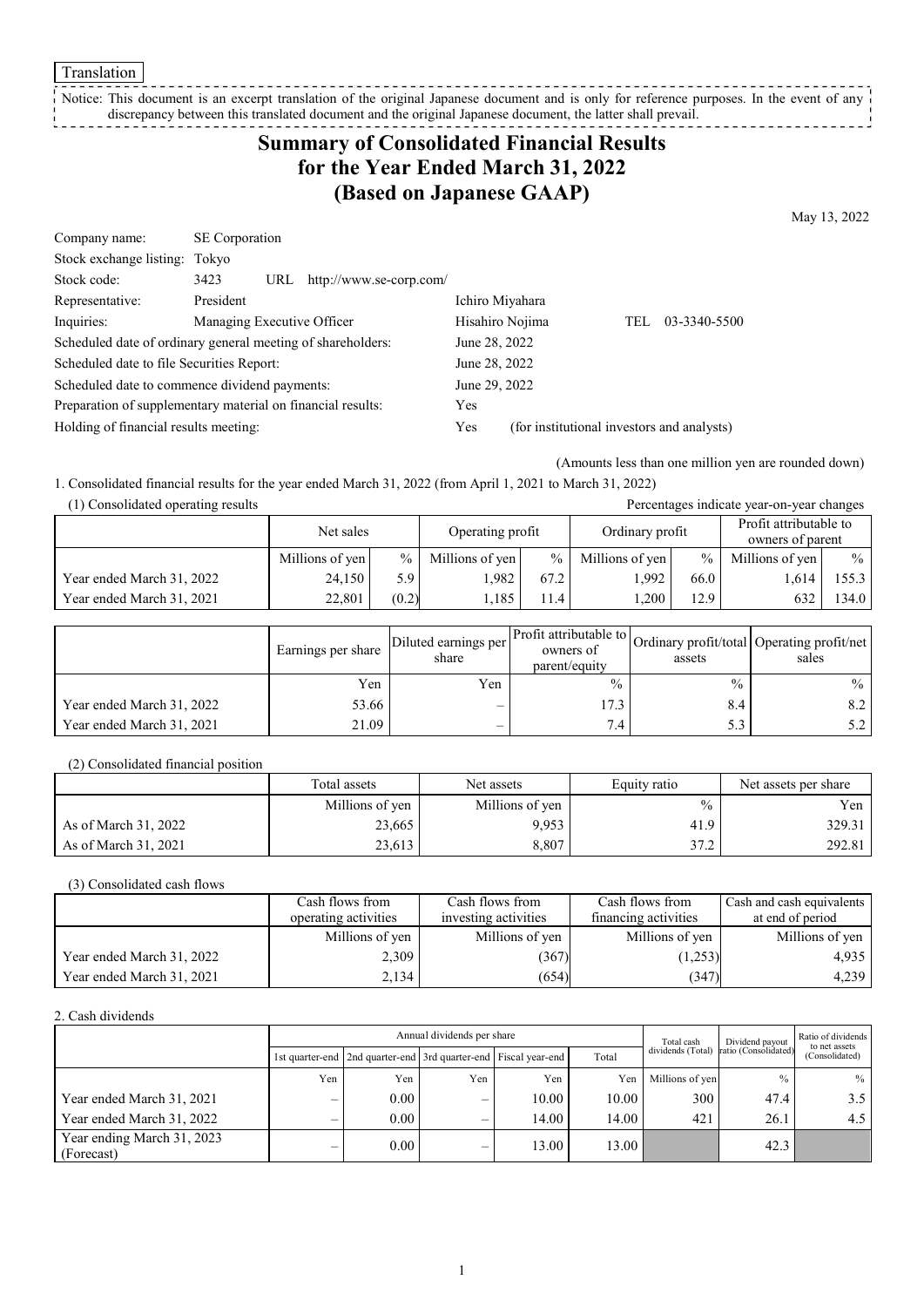Translation

Notice: This document is an excerpt translation of the original Japanese document and is only for reference purposes. In the event of any discrepancy between this translated document and the original Japanese document, the latter shall prevail.

# Summary of Consolidated Financial Results for the Year Ended March 31, 2022 (Based on Japanese GAAP)

May 13, 2022

| | | | |
|---|---|---|---|
| Company name: | SE Corporation | | |
| Stock exchange listing: | Tokyo | | |
| Stock code: | 3423 URL http://www.se-corp.com/ | | |
| Representative: | President | Ichiro Miyahara | |
| Inquiries: | Managing Executive Officer | Hisahiro Nojima | TEL 03-3340-5500 |
| Scheduled date of ordinary general meeting of shareholders: | | June 28, 2022 | |
| Scheduled date to file Securities Report: | | June 28, 2022 | |
| Scheduled date to commence dividend payments: | | June 29, 2022 | |
| Preparation of supplementary material on financial results: | | Yes | |
| Holding of financial results meeting: | | Yes | (for institutional investors and analysts) |

(Amounts less than one million yen are rounded down)

1. Consolidated financial results for the year ended March 31, 2022 (from April 1, 2021 to March 31, 2022)

(1) Consolidated operating results

Percentages indicate year-on-year changes

| | Net sales | | Operating profit | | Ordinary profit | | Profit attributable to owners of parent | |
|---|---|---|---|---|---|---|---|---|
| | Millions of yen | % | Millions of yen | % | Millions of yen | % | Millions of yen | % |
| Year ended March 31, 2022 | 24,150 | 5.9 | 1,982 | 67.2 | 1,992 | 66.0 | 1,614 | 155.3 |
| Year ended March 31, 2021 | 22,801 | (0.2) | 1,185 | 11.4 | 1,200 | 12.9 | 632 | 134.0 |

| | Earnings per share | Diluted earnings per share | Profit attributable to owners of parent/equity | Ordinary profit/total assets | Operating profit/net sales |
|---|---|---|---|---|---|
| | Yen | Yen | % | % | % |
| Year ended March 31, 2022 | 53.66 | – | 17.3 | 8.4 | 8.2 |
| Year ended March 31, 2021 | 21.09 | – | 7.4 | 5.3 | 5.2 |

(2) Consolidated financial position

| | Total assets | Net assets | Equity ratio | Net assets per share |
|---|---|---|---|---|
| | Millions of yen | Millions of yen | % | Yen |
| As of March 31, 2022 | 23,665 | 9,953 | 41.9 | 329.31 |
| As of March 31, 2021 | 23,613 | 8,807 | 37.2 | 292.81 |

(3) Consolidated cash flows

| | Cash flows from operating activities | Cash flows from investing activities | Cash flows from financing activities | Cash and cash equivalents at end of period |
|---|---|---|---|---|
| | Millions of yen | Millions of yen | Millions of yen | Millions of yen |
| Year ended March 31, 2022 | 2,309 | (367) | (1,253) | 4,935 |
| Year ended March 31, 2021 | 2,134 | (654) | (347) | 4,239 |

2. Cash dividends

| | Annual dividends per share | | | | | Total cash dividends (Total) | Dividend payout ratio (Consolidated) | Ratio of dividends to net assets (Consolidated) |
|---|---|---|---|---|---|---|---|---|
| | 1st quarter-end | 2nd quarter-end | 3rd quarter-end | Fiscal year-end | Total | | | |
| | Yen | Yen | Yen | Yen | Yen | Millions of yen | % | % |
| Year ended March 31, 2021 | – | 0.00 | – | 10.00 | 10.00 | 300 | 47.4 | 3.5 |
| Year ended March 31, 2022 | – | 0.00 | – | 14.00 | 14.00 | 421 | 26.1 | 4.5 |
| Year ending March 31, 2023 (Forecast) | – | 0.00 | – | 13.00 | 13.00 | | 42.3 | |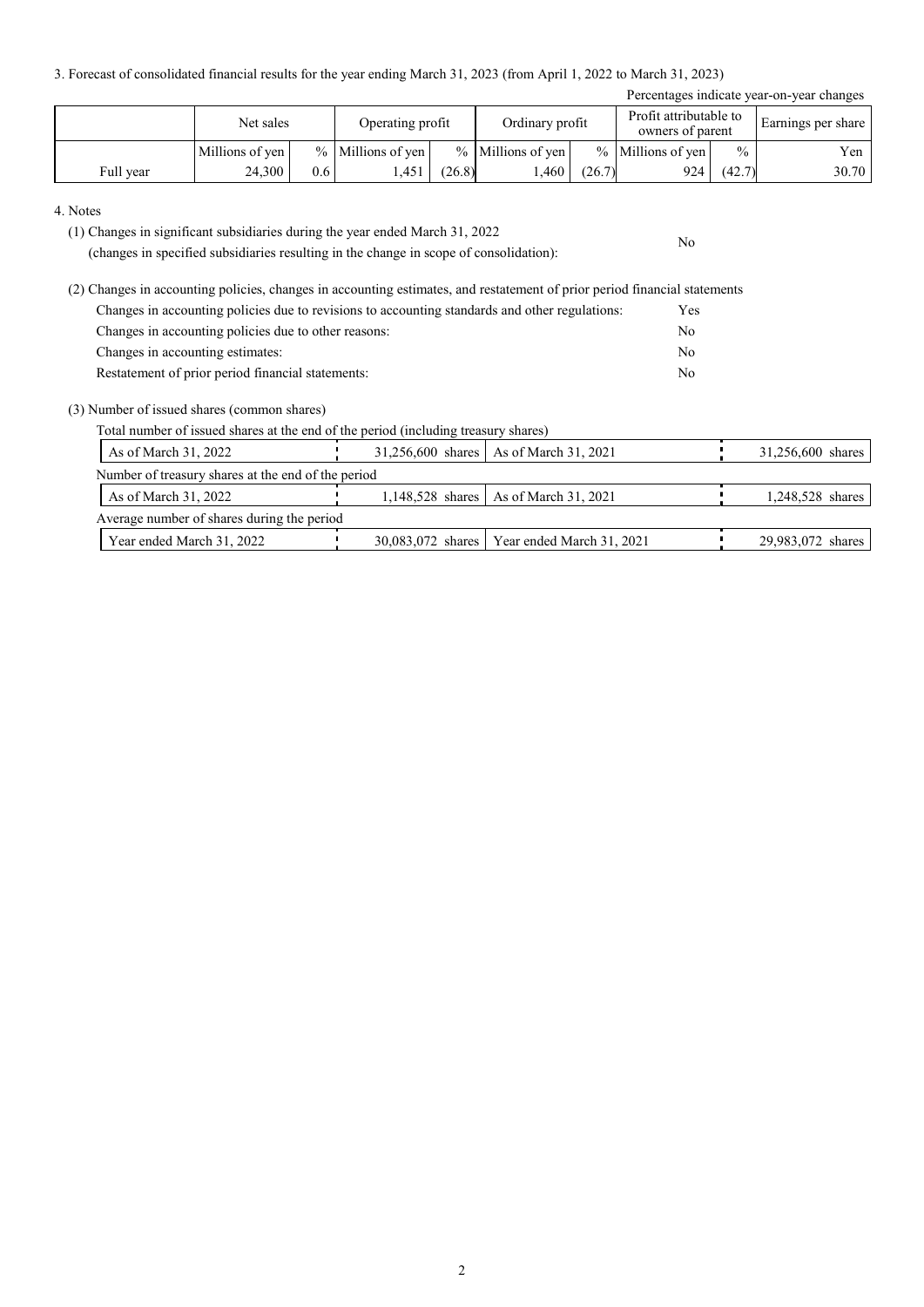3. Forecast of consolidated financial results for the year ending March 31, 2023 (from April 1, 2022 to March 31, 2023)

Percentages indicate year-on-year changes

| | Net sales | | Operating profit | | Ordinary profit | | Profit attributable to owners of parent | | Earnings per share |
|---|---|---|---|---|---|---|---|---|---|
| | Millions of yen | % | Millions of yen | % | Millions of yen | % | Millions of yen | % | Yen |
| Full year | 24,300 | 0.6 | 1,451 | (26.8) | 1,460 | (26.7) | 924 | (42.7) | 30.70 |

4. Notes

(1) Changes in significant subsidiaries during the year ended March 31, 2022
(changes in specified subsidiaries resulting in the change in scope of consolidation): No

(2) Changes in accounting policies, changes in accounting estimates, and restatement of prior period financial statements

| | |
|---|---|
| Changes in accounting policies due to revisions to accounting standards and other regulations: | Yes |
| Changes in accounting policies due to other reasons: | No |
| Changes in accounting estimates: | No |
| Restatement of prior period financial statements: | No |

(3) Number of issued shares (common shares)

Total number of issued shares at the end of the period (including treasury shares)

| | | | |
|---|---|---|---|
| As of March 31, 2022 | 31,256,600 shares | As of March 31, 2021 | 31,256,600 shares |

Number of treasury shares at the end of the period

| | | | |
|---|---|---|---|
| As of March 31, 2022 | 1,148,528 shares | As of March 31, 2021 | 1,248,528 shares |

Average number of shares during the period

| | | | |
|---|---|---|---|
| Year ended March 31, 2022 | 30,083,072 shares | Year ended March 31, 2021 | 29,983,072 shares |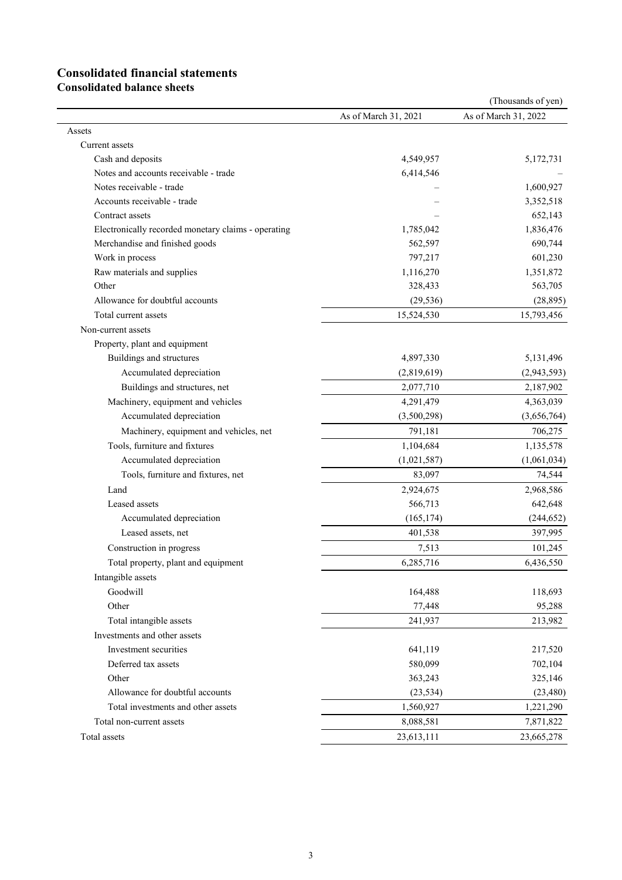# Consolidated financial statements

## Consolidated balance sheets

(Thousands of yen)

| | As of March 31, 2021 | As of March 31, 2022 |
|---|---|---|
| Assets | | |
| Current assets | | |
| Cash and deposits | 4,549,957 | 5,172,731 |
| Notes and accounts receivable - trade | 6,414,546 | – |
| Notes receivable - trade | – | 1,600,927 |
| Accounts receivable - trade | – | 3,352,518 |
| Contract assets | – | 652,143 |
| Electronically recorded monetary claims - operating | 1,785,042 | 1,836,476 |
| Merchandise and finished goods | 562,597 | 690,744 |
| Work in process | 797,217 | 601,230 |
| Raw materials and supplies | 1,116,270 | 1,351,872 |
| Other | 328,433 | 563,705 |
| Allowance for doubtful accounts | (29,536) | (28,895) |
| Total current assets | 15,524,530 | 15,793,456 |
| Non-current assets | | |
| Property, plant and equipment | | |
| Buildings and structures | 4,897,330 | 5,131,496 |
| Accumulated depreciation | (2,819,619) | (2,943,593) |
| Buildings and structures, net | 2,077,710 | 2,187,902 |
| Machinery, equipment and vehicles | 4,291,479 | 4,363,039 |
| Accumulated depreciation | (3,500,298) | (3,656,764) |
| Machinery, equipment and vehicles, net | 791,181 | 706,275 |
| Tools, furniture and fixtures | 1,104,684 | 1,135,578 |
| Accumulated depreciation | (1,021,587) | (1,061,034) |
| Tools, furniture and fixtures, net | 83,097 | 74,544 |
| Land | 2,924,675 | 2,968,586 |
| Leased assets | 566,713 | 642,648 |
| Accumulated depreciation | (165,174) | (244,652) |
| Leased assets, net | 401,538 | 397,995 |
| Construction in progress | 7,513 | 101,245 |
| Total property, plant and equipment | 6,285,716 | 6,436,550 |
| Intangible assets | | |
| Goodwill | 164,488 | 118,693 |
| Other | 77,448 | 95,288 |
| Total intangible assets | 241,937 | 213,982 |
| Investments and other assets | | |
| Investment securities | 641,119 | 217,520 |
| Deferred tax assets | 580,099 | 702,104 |
| Other | 363,243 | 325,146 |
| Allowance for doubtful accounts | (23,534) | (23,480) |
| Total investments and other assets | 1,560,927 | 1,221,290 |
| Total non-current assets | 8,088,581 | 7,871,822 |
| Total assets | 23,613,111 | 23,665,278 |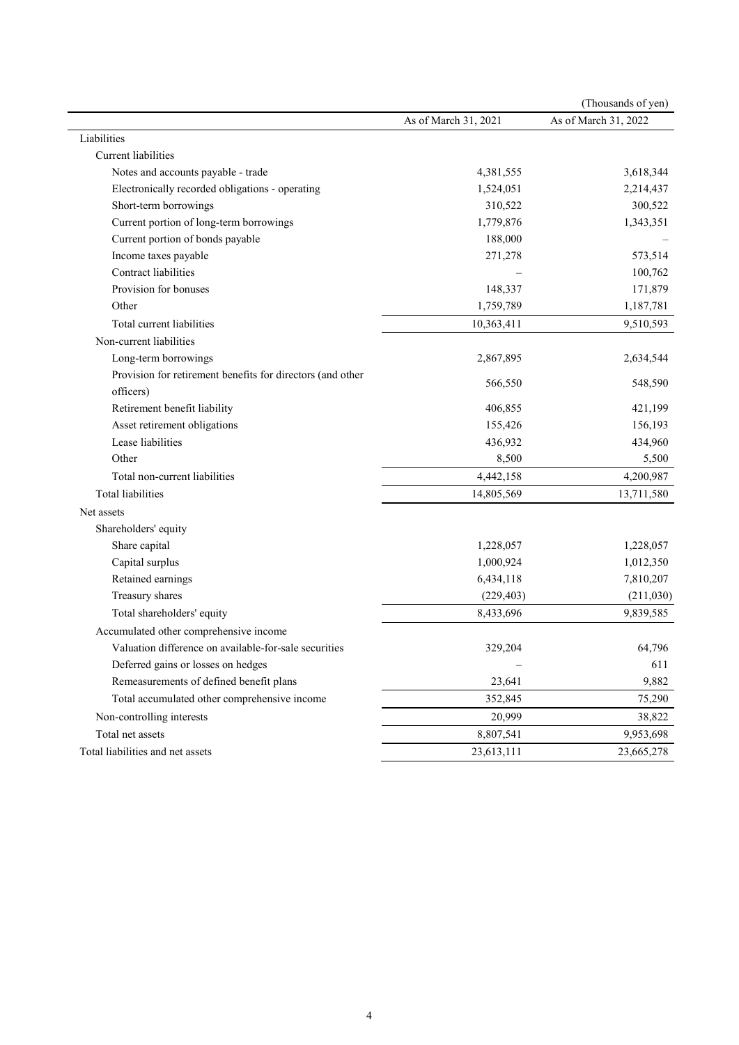(Thousands of yen)

| | As of March 31, 2021 | As of March 31, 2022 |
|---|---|---|
| Liabilities | | |
| Current liabilities | | |
| Notes and accounts payable - trade | 4,381,555 | 3,618,344 |
| Electronically recorded obligations - operating | 1,524,051 | 2,214,437 |
| Short-term borrowings | 310,522 | 300,522 |
| Current portion of long-term borrowings | 1,779,876 | 1,343,351 |
| Current portion of bonds payable | 188,000 | – |
| Income taxes payable | 271,278 | 573,514 |
| Contract liabilities | – | 100,762 |
| Provision for bonuses | 148,337 | 171,879 |
| Other | 1,759,789 | 1,187,781 |
| Total current liabilities | 10,363,411 | 9,510,593 |
| Non-current liabilities | | |
| Long-term borrowings | 2,867,895 | 2,634,544 |
| Provision for retirement benefits for directors (and other officers) | 566,550 | 548,590 |
| Retirement benefit liability | 406,855 | 421,199 |
| Asset retirement obligations | 155,426 | 156,193 |
| Lease liabilities | 436,932 | 434,960 |
| Other | 8,500 | 5,500 |
| Total non-current liabilities | 4,442,158 | 4,200,987 |
| Total liabilities | 14,805,569 | 13,711,580 |
| Net assets | | |
| Shareholders' equity | | |
| Share capital | 1,228,057 | 1,228,057 |
| Capital surplus | 1,000,924 | 1,012,350 |
| Retained earnings | 6,434,118 | 7,810,207 |
| Treasury shares | (229,403) | (211,030) |
| Total shareholders' equity | 8,433,696 | 9,839,585 |
| Accumulated other comprehensive income | | |
| Valuation difference on available-for-sale securities | 329,204 | 64,796 |
| Deferred gains or losses on hedges | – | 611 |
| Remeasurements of defined benefit plans | 23,641 | 9,882 |
| Total accumulated other comprehensive income | 352,845 | 75,290 |
| Non-controlling interests | 20,999 | 38,822 |
| Total net assets | 8,807,541 | 9,953,698 |
| Total liabilities and net assets | 23,613,111 | 23,665,278 |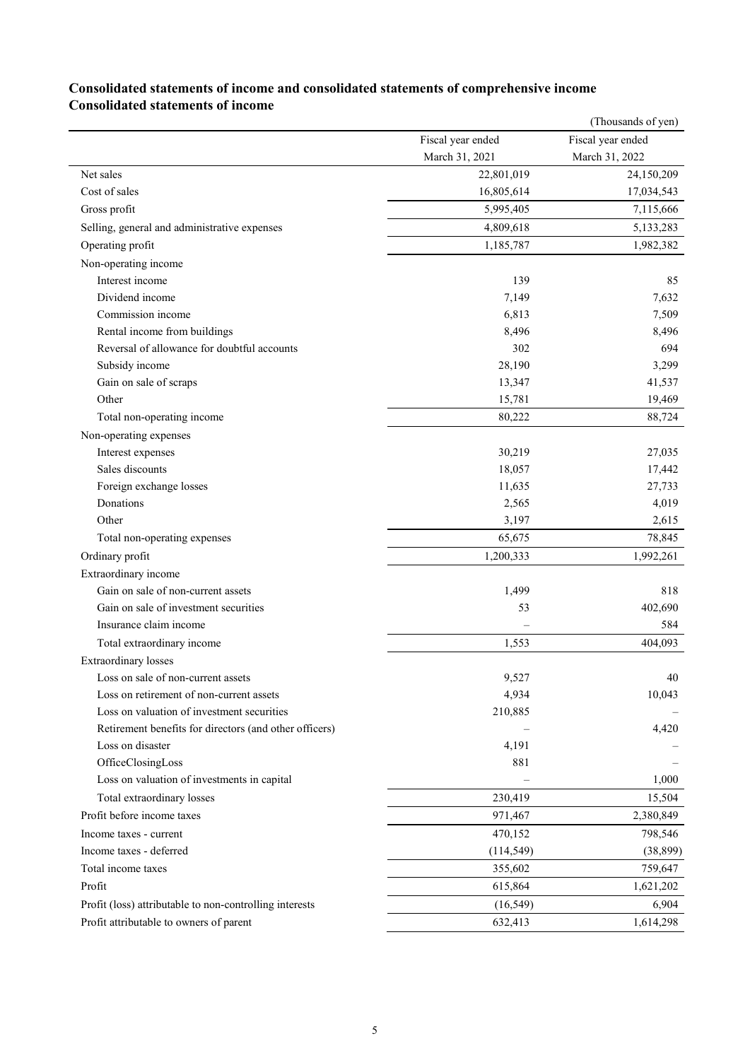## Consolidated statements of income and consolidated statements of comprehensive income

### Consolidated statements of income

(Thousands of yen)

| | Fiscal year ended March 31, 2021 | Fiscal year ended March 31, 2022 |
|---|---|---|
| Net sales | 22,801,019 | 24,150,209 |
| Cost of sales | 16,805,614 | 17,034,543 |
| Gross profit | 5,995,405 | 7,115,666 |
| Selling, general and administrative expenses | 4,809,618 | 5,133,283 |
| Operating profit | 1,185,787 | 1,982,382 |
| Non-operating income | | |
| Interest income | 139 | 85 |
| Dividend income | 7,149 | 7,632 |
| Commission income | 6,813 | 7,509 |
| Rental income from buildings | 8,496 | 8,496 |
| Reversal of allowance for doubtful accounts | 302 | 694 |
| Subsidy income | 28,190 | 3,299 |
| Gain on sale of scraps | 13,347 | 41,537 |
| Other | 15,781 | 19,469 |
| Total non-operating income | 80,222 | 88,724 |
| Non-operating expenses | | |
| Interest expenses | 30,219 | 27,035 |
| Sales discounts | 18,057 | 17,442 |
| Foreign exchange losses | 11,635 | 27,733 |
| Donations | 2,565 | 4,019 |
| Other | 3,197 | 2,615 |
| Total non-operating expenses | 65,675 | 78,845 |
| Ordinary profit | 1,200,333 | 1,992,261 |
| Extraordinary income | | |
| Gain on sale of non-current assets | 1,499 | 818 |
| Gain on sale of investment securities | 53 | 402,690 |
| Insurance claim income | – | 584 |
| Total extraordinary income | 1,553 | 404,093 |
| Extraordinary losses | | |
| Loss on sale of non-current assets | 9,527 | 40 |
| Loss on retirement of non-current assets | 4,934 | 10,043 |
| Loss on valuation of investment securities | 210,885 | – |
| Retirement benefits for directors (and other officers) | – | 4,420 |
| Loss on disaster | 4,191 | – |
| OfficeClosingLoss | 881 | – |
| Loss on valuation of investments in capital | – | 1,000 |
| Total extraordinary losses | 230,419 | 15,504 |
| Profit before income taxes | 971,467 | 2,380,849 |
| Income taxes - current | 470,152 | 798,546 |
| Income taxes - deferred | (114,549) | (38,899) |
| Total income taxes | 355,602 | 759,647 |
| Profit | 615,864 | 1,621,202 |
| Profit (loss) attributable to non-controlling interests | (16,549) | 6,904 |
| Profit attributable to owners of parent | 632,413 | 1,614,298 |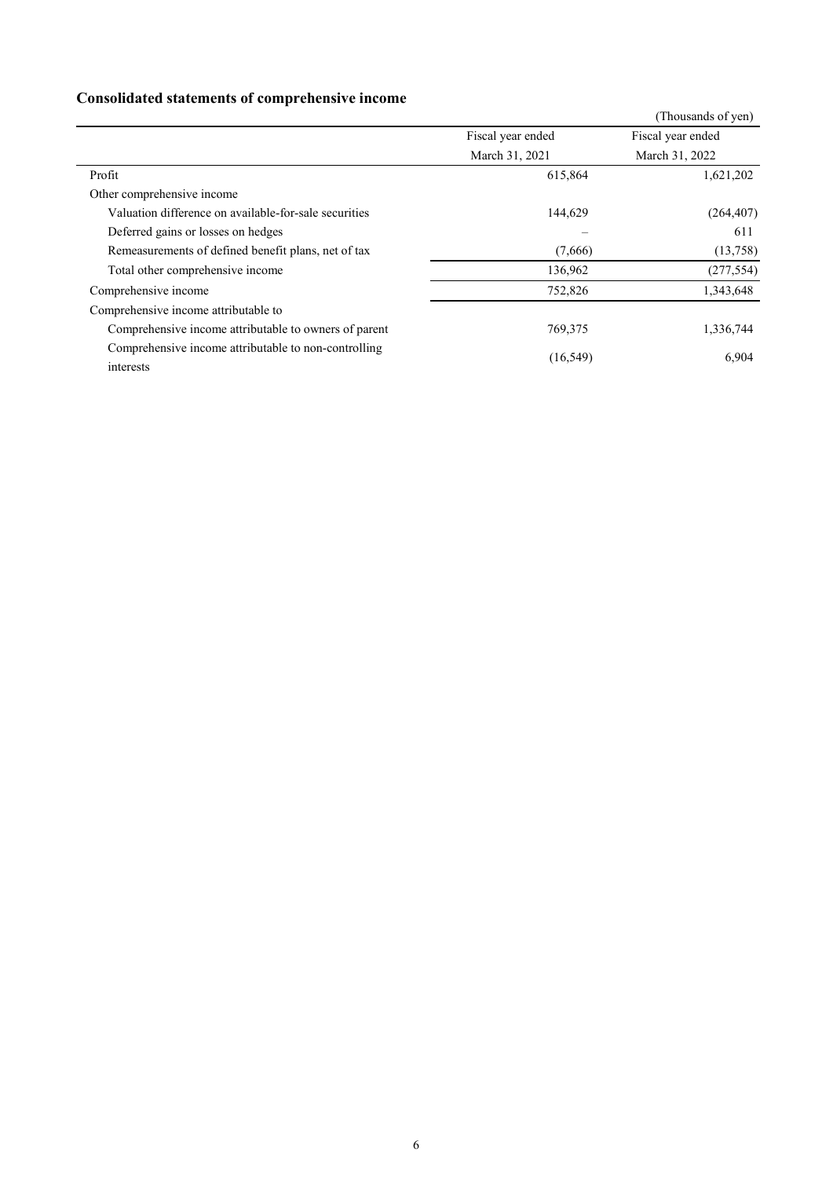## Consolidated statements of comprehensive income

(Thousands of yen)

| | Fiscal year ended March 31, 2021 | Fiscal year ended March 31, 2022 |
|---|---|---|
| Profit | 615,864 | 1,621,202 |
| Other comprehensive income | | |
| Valuation difference on available-for-sale securities | 144,629 | (264,407) |
| Deferred gains or losses on hedges | – | 611 |
| Remeasurements of defined benefit plans, net of tax | (7,666) | (13,758) |
| Total other comprehensive income | 136,962 | (277,554) |
| Comprehensive income | 752,826 | 1,343,648 |
| Comprehensive income attributable to | | |
| Comprehensive income attributable to owners of parent | 769,375 | 1,336,744 |
| Comprehensive income attributable to non-controlling interests | (16,549) | 6,904 |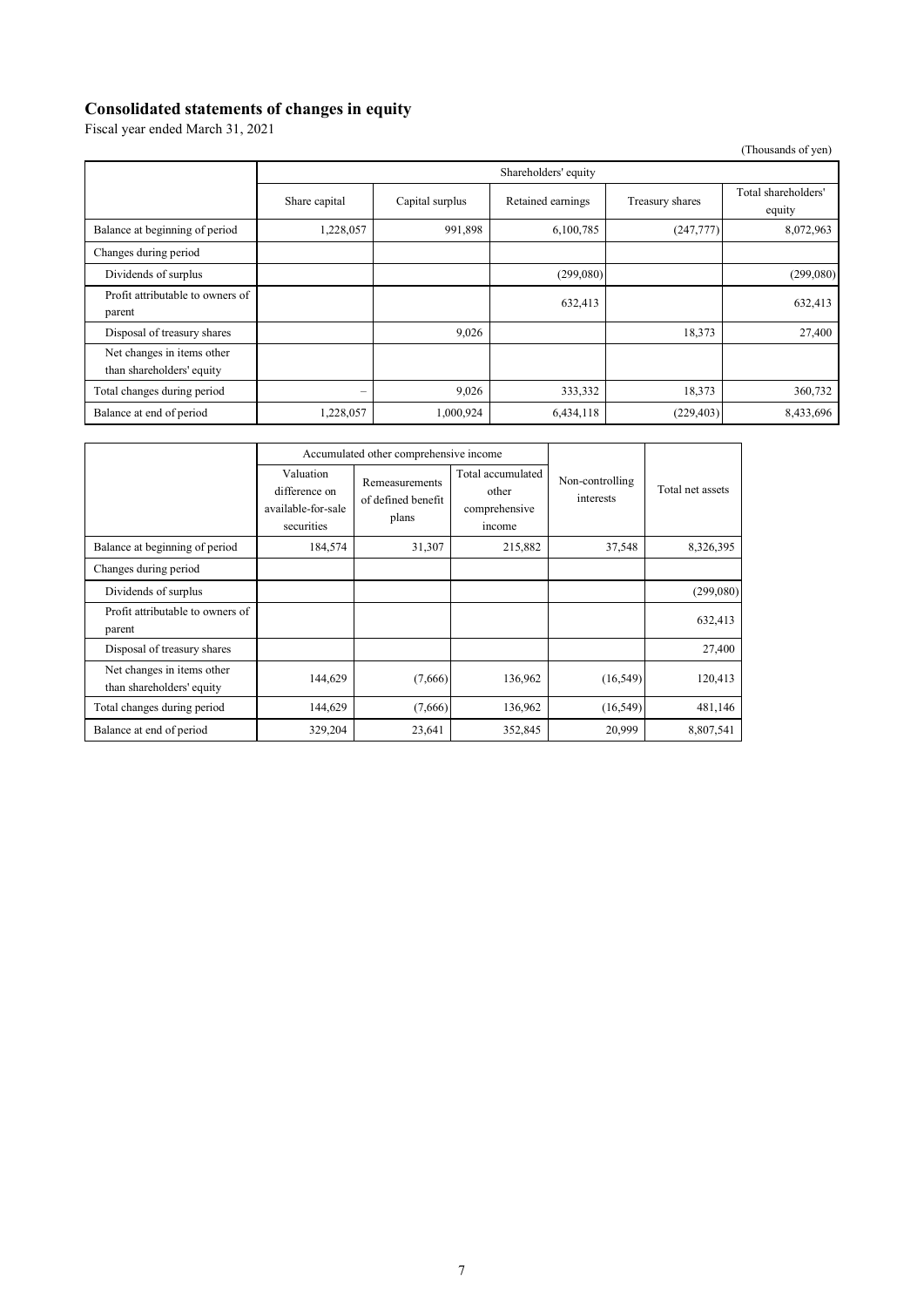## Consolidated statements of changes in equity

Fiscal year ended March 31, 2021

(Thousands of yen)

| | Shareholders' equity | | | | |
|---|---|---|---|---|---|
| | Share capital | Capital surplus | Retained earnings | Treasury shares | Total shareholders' equity |
| Balance at beginning of period | 1,228,057 | 991,898 | 6,100,785 | (247,777) | 8,072,963 |
| Changes during period | | | | | |
| Dividends of surplus | | | (299,080) | | (299,080) |
| Profit attributable to owners of parent | | | 632,413 | | 632,413 |
| Disposal of treasury shares | | 9,026 | | 18,373 | 27,400 |
| Net changes in items other than shareholders' equity | | | | | |
| Total changes during period | – | 9,026 | 333,332 | 18,373 | 360,732 |
| Balance at end of period | 1,228,057 | 1,000,924 | 6,434,118 | (229,403) | 8,433,696 |

| | Accumulated other comprehensive income | | | Non-controlling interests | Total net assets |
|---|---|---|---|---|---|
| | Valuation difference on available-for-sale securities | Remeasurements of defined benefit plans | Total accumulated other comprehensive income | | |
| Balance at beginning of period | 184,574 | 31,307 | 215,882 | 37,548 | 8,326,395 |
| Changes during period | | | | | |
| Dividends of surplus | | | | | (299,080) |
| Profit attributable to owners of parent | | | | | 632,413 |
| Disposal of treasury shares | | | | | 27,400 |
| Net changes in items other than shareholders' equity | 144,629 | (7,666) | 136,962 | (16,549) | 120,413 |
| Total changes during period | 144,629 | (7,666) | 136,962 | (16,549) | 481,146 |
| Balance at end of period | 329,204 | 23,641 | 352,845 | 20,999 | 8,807,541 |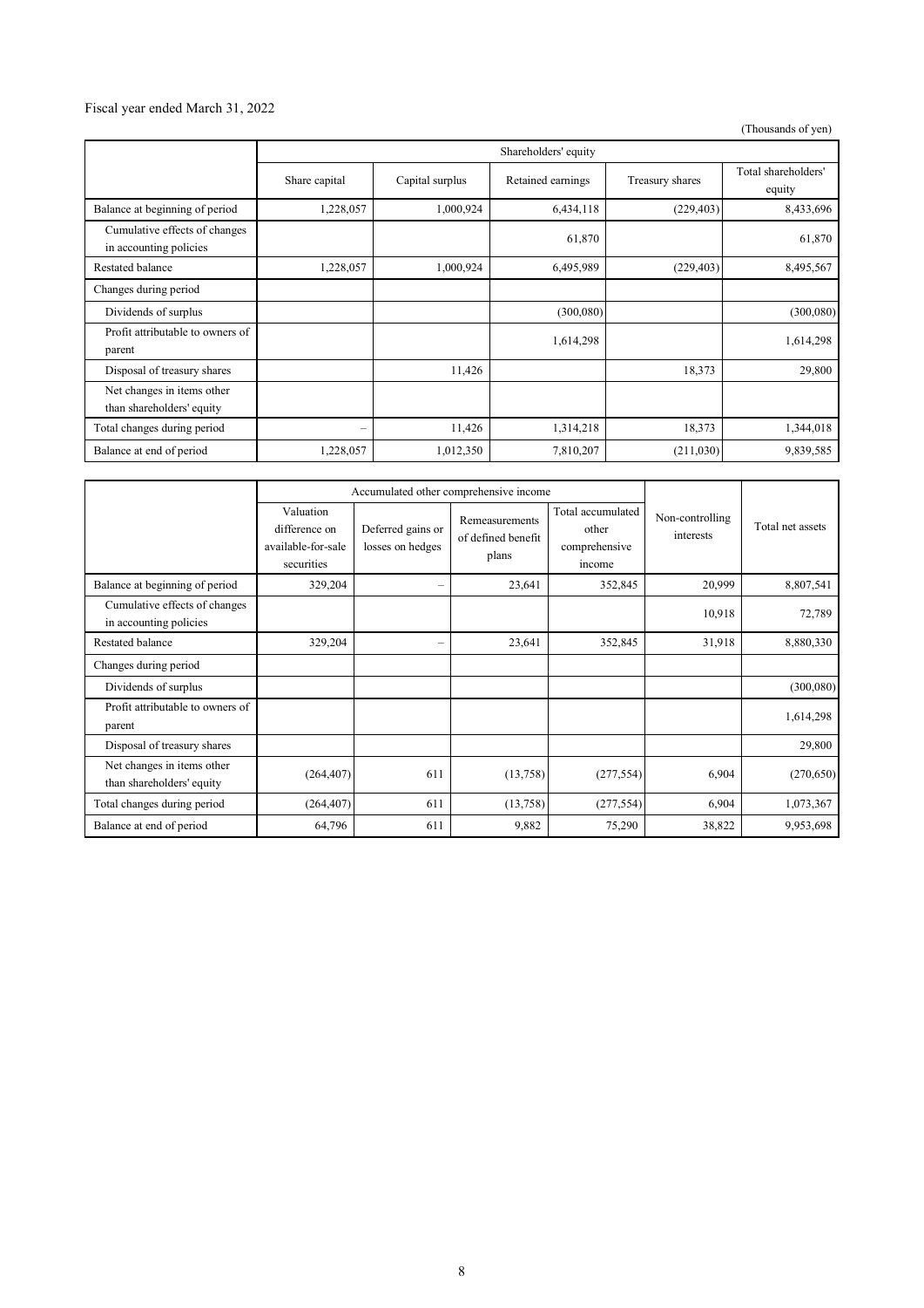Fiscal year ended March 31, 2022

(Thousands of yen)

| | Shareholders' equity | | | | |
|---|---|---|---|---|---|
| | Share capital | Capital surplus | Retained earnings | Treasury shares | Total shareholders' equity |
| Balance at beginning of period | 1,228,057 | 1,000,924 | 6,434,118 | (229,403) | 8,433,696 |
| Cumulative effects of changes in accounting policies | | | 61,870 | | 61,870 |
| Restated balance | 1,228,057 | 1,000,924 | 6,495,989 | (229,403) | 8,495,567 |
| Changes during period | | | | | |
| Dividends of surplus | | | (300,080) | | (300,080) |
| Profit attributable to owners of parent | | | 1,614,298 | | 1,614,298 |
| Disposal of treasury shares | | 11,426 | | 18,373 | 29,800 |
| Net changes in items other than shareholders' equity | | | | | |
| Total changes during period | – | 11,426 | 1,314,218 | 18,373 | 1,344,018 |
| Balance at end of period | 1,228,057 | 1,012,350 | 7,810,207 | (211,030) | 9,839,585 |

| | Accumulated other comprehensive income | | | | Non-controlling interests | Total net assets |
|---|---|---|---|---|---|---|
| | Valuation difference on available-for-sale securities | Deferred gains or losses on hedges | Remeasurements of defined benefit plans | Total accumulated other comprehensive income | | |
| Balance at beginning of period | 329,204 | – | 23,641 | 352,845 | 20,999 | 8,807,541 |
| Cumulative effects of changes in accounting policies | | | | | 10,918 | 72,789 |
| Restated balance | 329,204 | – | 23,641 | 352,845 | 31,918 | 8,880,330 |
| Changes during period | | | | | | |
| Dividends of surplus | | | | | | (300,080) |
| Profit attributable to owners of parent | | | | | | 1,614,298 |
| Disposal of treasury shares | | | | | | 29,800 |
| Net changes in items other than shareholders' equity | (264,407) | 611 | (13,758) | (277,554) | 6,904 | (270,650) |
| Total changes during period | (264,407) | 611 | (13,758) | (277,554) | 6,904 | 1,073,367 |
| Balance at end of period | 64,796 | 611 | 9,882 | 75,290 | 38,822 | 9,953,698 |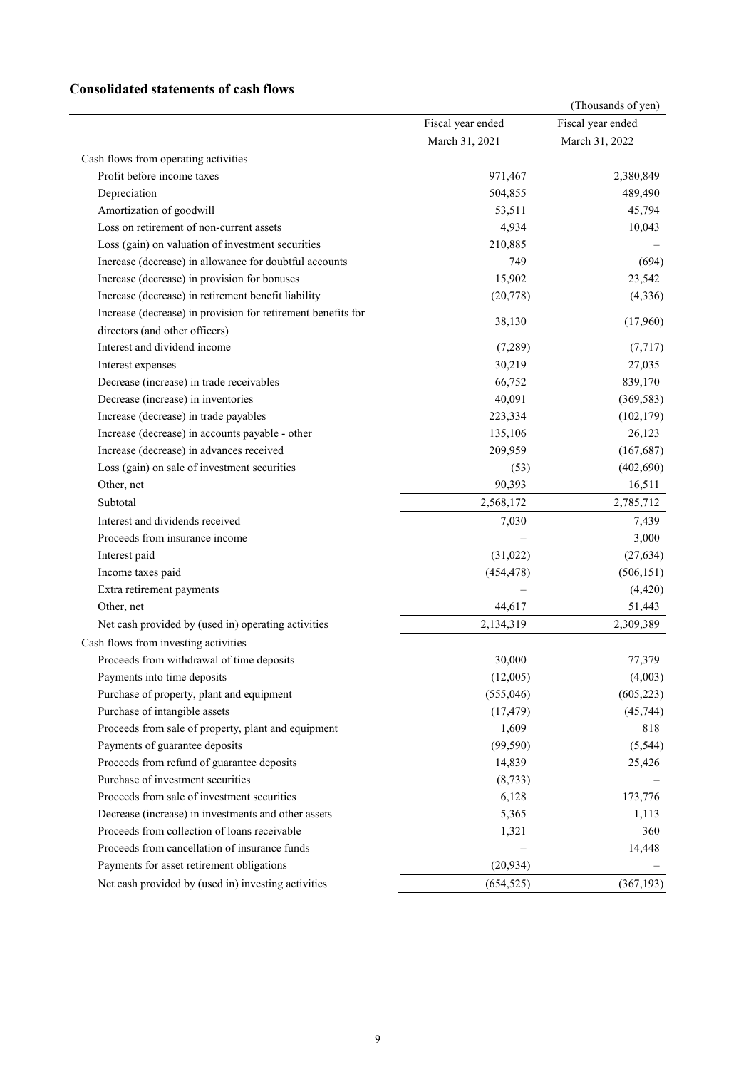## Consolidated statements of cash flows

(Thousands of yen)

| | Fiscal year ended March 31, 2021 | Fiscal year ended March 31, 2022 |
|---|---|---|
| Cash flows from operating activities | | |
| Profit before income taxes | 971,467 | 2,380,849 |
| Depreciation | 504,855 | 489,490 |
| Amortization of goodwill | 53,511 | 45,794 |
| Loss on retirement of non-current assets | 4,934 | 10,043 |
| Loss (gain) on valuation of investment securities | 210,885 | – |
| Increase (decrease) in allowance for doubtful accounts | 749 | (694) |
| Increase (decrease) in provision for bonuses | 15,902 | 23,542 |
| Increase (decrease) in retirement benefit liability | (20,778) | (4,336) |
| Increase (decrease) in provision for retirement benefits for directors (and other officers) | 38,130 | (17,960) |
| Interest and dividend income | (7,289) | (7,717) |
| Interest expenses | 30,219 | 27,035 |
| Decrease (increase) in trade receivables | 66,752 | 839,170 |
| Decrease (increase) in inventories | 40,091 | (369,583) |
| Increase (decrease) in trade payables | 223,334 | (102,179) |
| Increase (decrease) in accounts payable - other | 135,106 | 26,123 |
| Increase (decrease) in advances received | 209,959 | (167,687) |
| Loss (gain) on sale of investment securities | (53) | (402,690) |
| Other, net | 90,393 | 16,511 |
| Subtotal | 2,568,172 | 2,785,712 |
| Interest and dividends received | 7,030 | 7,439 |
| Proceeds from insurance income | – | 3,000 |
| Interest paid | (31,022) | (27,634) |
| Income taxes paid | (454,478) | (506,151) |
| Extra retirement payments | – | (4,420) |
| Other, net | 44,617 | 51,443 |
| Net cash provided by (used in) operating activities | 2,134,319 | 2,309,389 |
| Cash flows from investing activities | | |
| Proceeds from withdrawal of time deposits | 30,000 | 77,379 |
| Payments into time deposits | (12,005) | (4,003) |
| Purchase of property, plant and equipment | (555,046) | (605,223) |
| Purchase of intangible assets | (17,479) | (45,744) |
| Proceeds from sale of property, plant and equipment | 1,609 | 818 |
| Payments of guarantee deposits | (99,590) | (5,544) |
| Proceeds from refund of guarantee deposits | 14,839 | 25,426 |
| Purchase of investment securities | (8,733) | – |
| Proceeds from sale of investment securities | 6,128 | 173,776 |
| Decrease (increase) in investments and other assets | 5,365 | 1,113 |
| Proceeds from collection of loans receivable | 1,321 | 360 |
| Proceeds from cancellation of insurance funds | – | 14,448 |
| Payments for asset retirement obligations | (20,934) | – |
| Net cash provided by (used in) investing activities | (654,525) | (367,193) |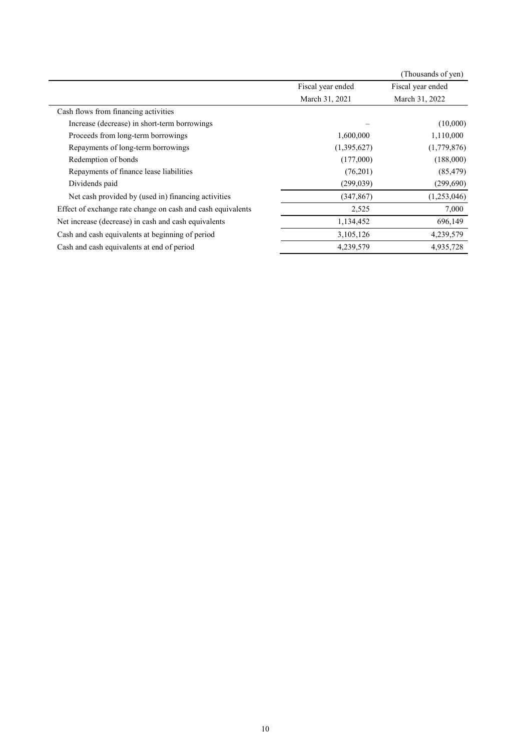(Thousands of yen)

| | Fiscal year ended March 31, 2021 | Fiscal year ended March 31, 2022 |
|---|---|---|
| Cash flows from financing activities | | |
| Increase (decrease) in short-term borrowings | – | (10,000) |
| Proceeds from long-term borrowings | 1,600,000 | 1,110,000 |
| Repayments of long-term borrowings | (1,395,627) | (1,779,876) |
| Redemption of bonds | (177,000) | (188,000) |
| Repayments of finance lease liabilities | (76,201) | (85,479) |
| Dividends paid | (299,039) | (299,690) |
| Net cash provided by (used in) financing activities | (347,867) | (1,253,046) |
| Effect of exchange rate change on cash and cash equivalents | 2,525 | 7,000 |
| Net increase (decrease) in cash and cash equivalents | 1,134,452 | 696,149 |
| Cash and cash equivalents at beginning of period | 3,105,126 | 4,239,579 |
| Cash and cash equivalents at end of period | 4,239,579 | 4,935,728 |